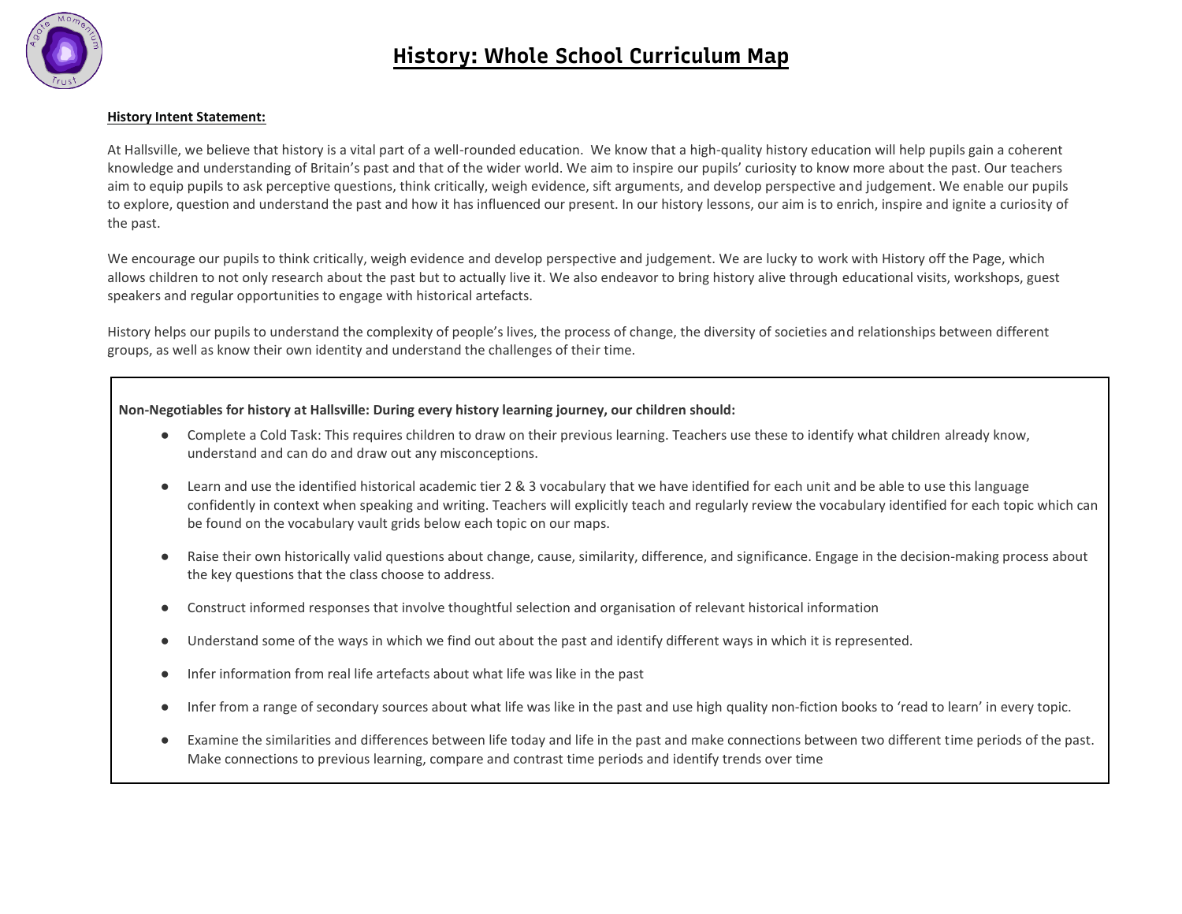# History: Whole School Curriculum Map

**History Intent Statement:**

At Hallsville, we believe that history is a vital part of a well-rounded education. We know that a high-quality history education will help pupils gain a coherent knowledge and understanding of Britain's past and that of the wider world. We aim to inspire our pupils' curiosity to know more about the past. Our teachers aim to equip pupils to ask perceptive questions, think critically, weigh evidence, sift arguments, and develop perspective and judgement. We enable our pupils to explore, question and understand the past and how it has influenced our present. In our history lessons, our aim is to enrich, inspire and ignite a curiosity of the past.

We encourage our pupils to think critically, weigh evidence and develop perspective and judgement. We are lucky to work with History off the Page, which allows children to not only research about the past but to actually live it. We also endeavor to bring history alive through educational visits, workshops, guest speakers and regular opportunities to engage with historical artefacts.

History helps our pupils to understand the complexity of people's lives, the process of change, the diversity of societies and relationships between different groups, as well as know their own identity and understand the challenges of their time.

**Non-Negotiables for history at Hallsville: During every history learning journey, our children should:**

- Complete a Cold Task: This requires children to draw on their previous learning. Teachers use these to identify what children already know, understand and can do and draw out any misconceptions.
- Learn and use the identified historical academic tier 2 & 3 vocabulary that we have identified for each unit and be able to use this language confidently in context when speaking and writing. Teachers will explicitly teach and regularly review the vocabulary identified for each topic which can be found on the vocabulary vault grids below each topic on our maps.
- Raise their own historically valid questions about change, cause, similarity, difference, and significance. Engage in the decision-making process about the key questions that the class choose to address.
- Construct informed responses that involve thoughtful selection and organisation of relevant historical information
- Understand some of the ways in which we find out about the past and identify different ways in which it is represented.
- Infer information from real life artefacts about what life was like in the past
- Infer from a range of secondary sources about what life was like in the past and use high quality non-fiction books to 'read to learn' in every topic.
- Examine the similarities and differences between life today and life in the past and make connections between two different time periods of the past. Make connections to previous learning, compare and contrast time periods and identify trends over time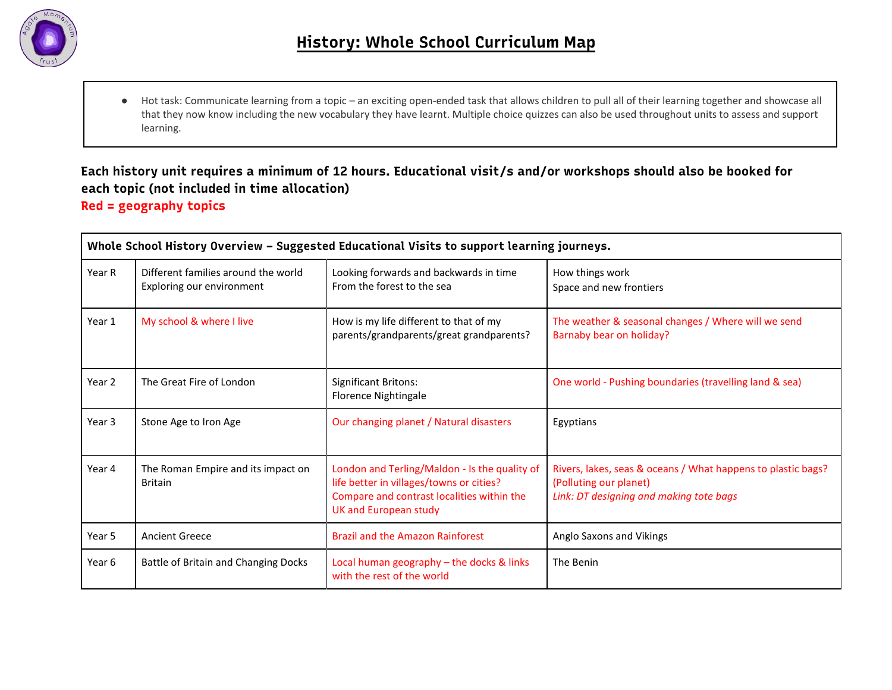# History: Whole School Curriculum Map

- Hot task: Communicate learning from a topic – an exciting open-ended task that allows children to pull all of their learning together and showcase all that they now know including the new vocabulary they have learnt. Multiple choice quizzes can also be used throughout units to assess and support learning.

**Each history unit requires a minimum of 12 hours. Educational visit/s and/or workshops should also be booked for each topic (not included in time allocation)**

**Red = geography topics**

| Whole School History Overview – Suggested Educational Visits to support learning journeys. | | | |
|---|---|---|---|
| Year R | Different families around the world<br>Exploring our environment | Looking forwards and backwards in time<br>From the forest to the sea | How things work<br>Space and new frontiers |
| Year 1 | My school & where I live | How is my life different to that of my parents/grandparents/great grandparents? | The weather & seasonal changes / Where will we send Barnaby bear on holiday? |
| Year 2 | The Great Fire of London | Significant Britons:<br>Florence Nightingale | One world - Pushing boundaries (travelling land & sea) |
| Year 3 | Stone Age to Iron Age | Our changing planet / Natural disasters | Egyptians |
| Year 4 | The Roman Empire and its impact on Britain | London and Terling/Maldon - Is the quality of life better in villages/towns or cities? Compare and contrast localities within the UK and European study | Rivers, lakes, seas & oceans / What happens to plastic bags? (Polluting our planet)<br>*Link: DT designing and making tote bags* |
| Year 5 | Ancient Greece | Brazil and the Amazon Rainforest | Anglo Saxons and Vikings |
| Year 6 | Battle of Britain and Changing Docks | Local human geography – the docks & links with the rest of the world | The Benin |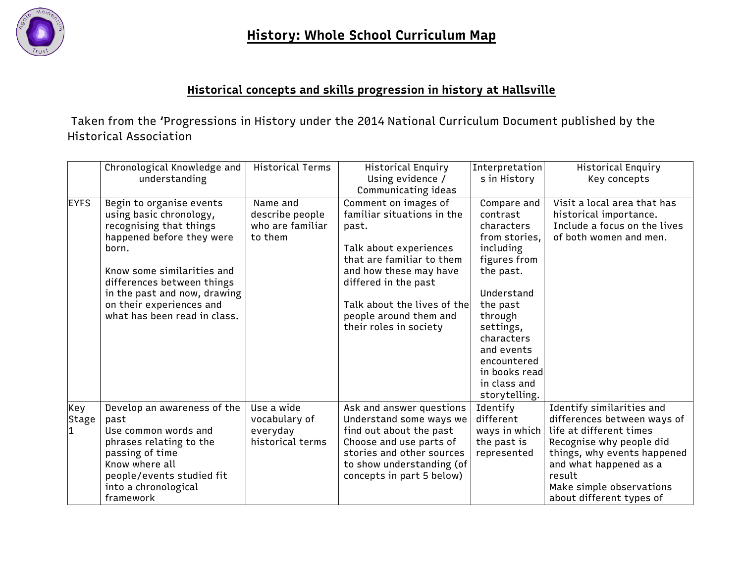# History: Whole School Curriculum Map

## Historical concepts and skills progression in history at Hallsville

Taken from the 'Progressions in History under the 2014 National Curriculum Document published by the Historical Association

| | Chronological Knowledge and understanding | Historical Terms | Historical Enquiry Using evidence / Communicating ideas | Interpretations in History | Historical Enquiry Key concepts |
|---|---|---|---|---|---|
| EYFS | Begin to organise events using basic chronology, recognising that things happened before they were born.<br><br>Know some similarities and differences between things in the past and now, drawing on their experiences and what has been read in class. | Name and describe people who are familiar to them | Comment on images of familiar situations in the past.<br><br>Talk about experiences that are familiar to them and how these may have differed in the past<br><br>Talk about the lives of the people around them and their roles in society | Compare and contrast characters from stories, including figures from the past.<br><br>Understand the past through settings, characters and events encountered in books read in class and storytelling. | Visit a local area that has historical importance. Include a focus on the lives of both women and men. |
| Key Stage 1 | Develop an awareness of the past<br>Use common words and phrases relating to the passing of time<br>Know where all people/events studied fit into a chronological framework | Use a wide vocabulary of everyday historical terms | Ask and answer questions<br>Understand some ways we find out about the past<br>Choose and use parts of stories and other sources to show understanding (of concepts in part 5 below) | Identify different ways in which the past is represented | Identify similarities and differences between ways of life at different times<br>Recognise why people did things, why events happened and what happened as a result<br>Make simple observations about different types of |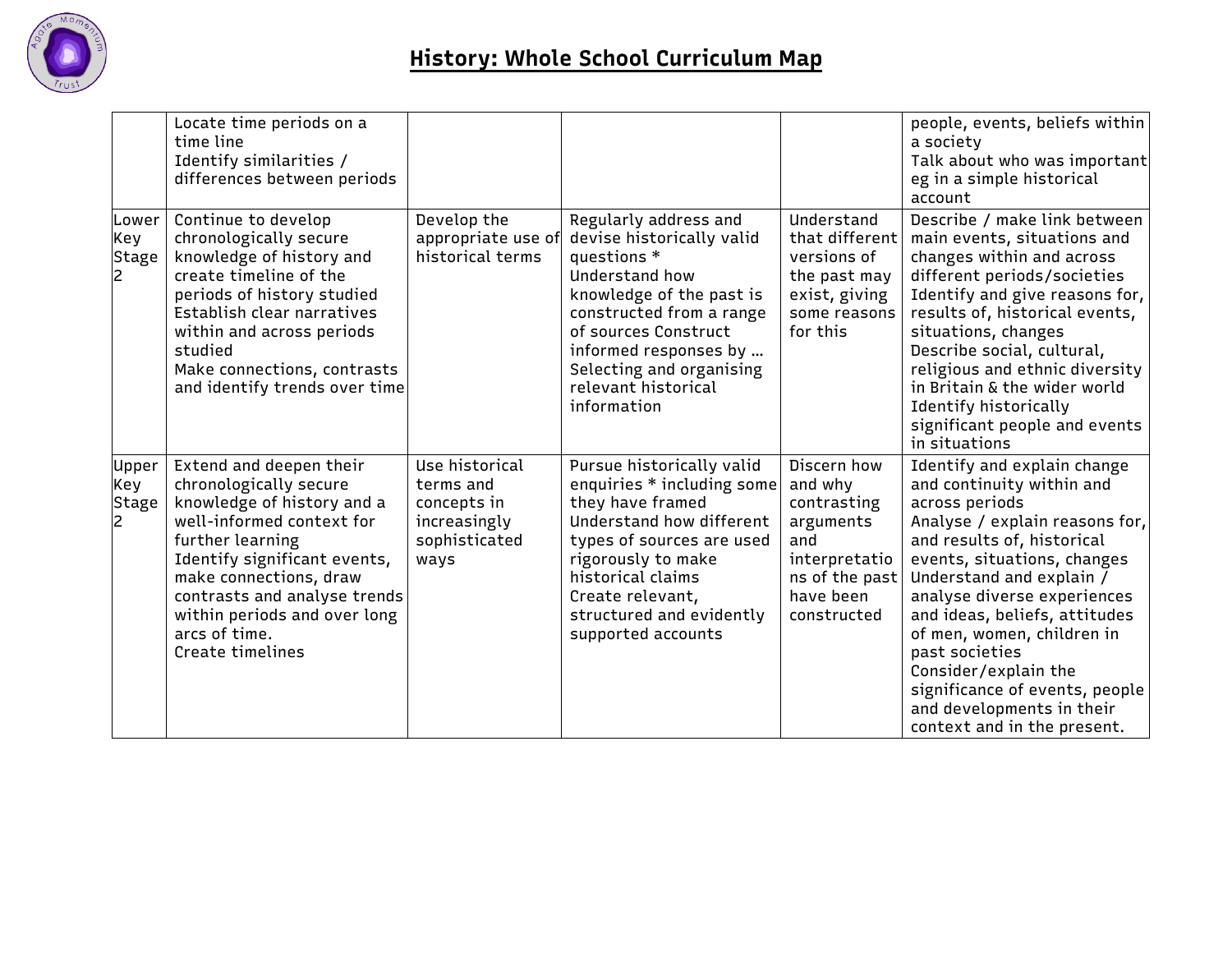# History: Whole School Curriculum Map

| | | | | | |
|---|---|---|---|---|---|
| | Locate time periods on a time line<br>Identify similarities / differences between periods | | | | people, events, beliefs within a society<br>Talk about who was important eg in a simple historical account |
| Lower Key Stage 2 | Continue to develop chronologically secure knowledge of history and create timeline of the periods of history studied<br>Establish clear narratives within and across periods studied<br>Make connections, contrasts and identify trends over time | Develop the appropriate use of historical terms | Regularly address and devise historically valid questions *<br>Understand how knowledge of the past is constructed from a range of sources Construct informed responses by … Selecting and organising relevant historical information | Understand that different versions of the past may exist, giving some reasons for this | Describe / make link between main events, situations and changes within and across different periods/societies<br>Identify and give reasons for, results of, historical events, situations, changes<br>Describe social, cultural, religious and ethnic diversity in Britain & the wider world<br>Identify historically significant people and events in situations |
| Upper Key Stage 2 | Extend and deepen their chronologically secure knowledge of history and a well-informed context for further learning<br>Identify significant events, make connections, draw contrasts and analyse trends within periods and over long arcs of time.<br>Create timelines | Use historical terms and concepts in increasingly sophisticated ways | Pursue historically valid enquiries * including some they have framed<br>Understand how different types of sources are used rigorously to make historical claims<br>Create relevant, structured and evidently supported accounts | Discern how and why contrasting arguments and interpretations of the past have been constructed | Identify and explain change and continuity within and across periods<br>Analyse / explain reasons for, and results of, historical events, situations, changes<br>Understand and explain / analyse diverse experiences and ideas, beliefs, attitudes of men, women, children in past societies<br>Consider/explain the significance of events, people and developments in their context and in the present. |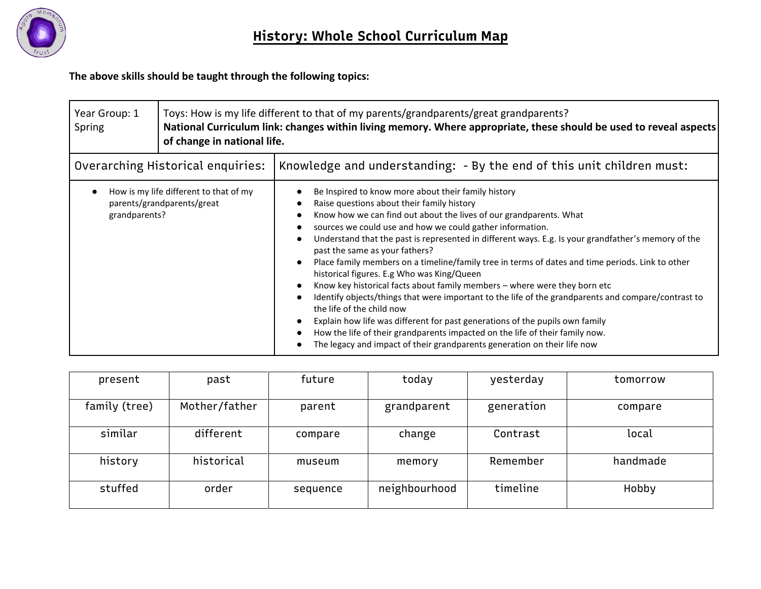# History: Whole School Curriculum Map

**The above skills should be taught through the following topics:**

| Year Group: 1 Spring | Toys: How is my life different to that of my parents/grandparents/great grandparents? **National Curriculum link: changes within living memory. Where appropriate, these should be used to reveal aspects of change in national life.** |
|---|---|

| Overarching Historical enquiries: | Knowledge and understanding: - By the end of this unit children must: |
|---|---|
| • How is my life different to that of my parents/grandparents/great grandparents? | • Be Inspired to know more about their family history<br>• Raise questions about their family history<br>• Know how we can find out about the lives of our grandparents. What<br>• sources we could use and how we could gather information.<br>• Understand that the past is represented in different ways. E.g. Is your grandfather's memory of the past the same as your fathers?<br>• Place family members on a timeline/family tree in terms of dates and time periods. Link to other historical figures. E.g Who was King/Queen<br>• Know key historical facts about family members – where were they born etc<br>• Identify objects/things that were important to the life of the grandparents and compare/contrast to the life of the child now<br>• Explain how life was different for past generations of the pupils own family<br>• How the life of their grandparents impacted on the life of their family now.<br>• The legacy and impact of their grandparents generation on their life now |

| present | past | future | today | yesterday | tomorrow |
|---|---|---|---|---|---|
| family (tree) | Mother/father | parent | grandparent | generation | compare |
| similar | different | compare | change | Contrast | local |
| history | historical | museum | memory | Remember | handmade |
| stuffed | order | sequence | neighbourhood | timeline | Hobby |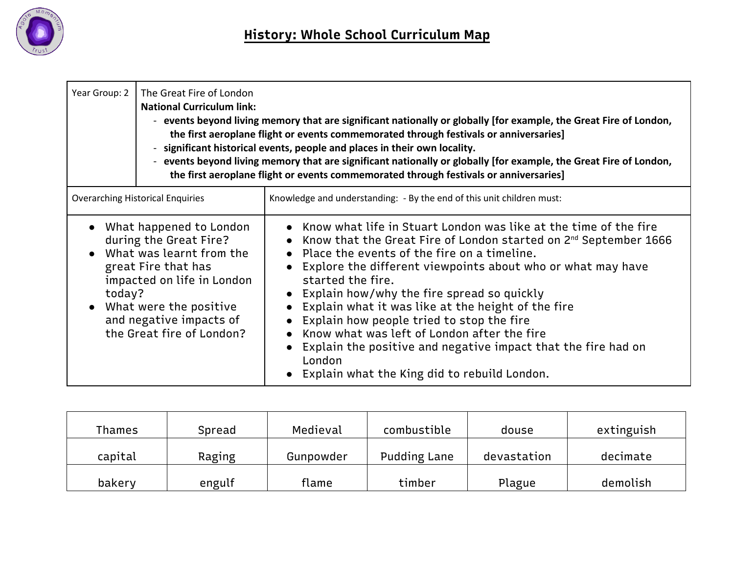# History: Whole School Curriculum Map

| Year Group: 2 | The Great Fire of London<br>**National Curriculum link:**<br>- **events beyond living memory that are significant nationally or globally [for example, the Great Fire of London, the first aeroplane flight or events commemorated through festivals or anniversaries]**<br>- **significant historical events, people and places in their own locality.**<br>- **events beyond living memory that are significant nationally or globally [for example, the Great Fire of London, the first aeroplane flight or events commemorated through festivals or anniversaries]** |
|---|---|
| Overarching Historical Enquiries | Knowledge and understanding: - By the end of this unit children must: |
| • What happened to London during the Great Fire?<br>• What was learnt from the great Fire that has impacted on life in London today?<br>• What were the positive and negative impacts of the Great fire of London? | • Know what life in Stuart London was like at the time of the fire<br>• Know that the Great Fire of London started on 2nd September 1666<br>• Place the events of the fire on a timeline.<br>• Explore the different viewpoints about who or what may have started the fire.<br>• Explain how/why the fire spread so quickly<br>• Explain what it was like at the height of the fire<br>• Explain how people tried to stop the fire<br>• Know what was left of London after the fire<br>• Explain the positive and negative impact that the fire had on London<br>• Explain what the King did to rebuild London. |

| | | | | | |
|---|---|---|---|---|---|
| Thames | Spread | Medieval | combustible | douse | extinguish |
| capital | Raging | Gunpowder | Pudding Lane | devastation | decimate |
| bakery | engulf | flame | timber | Plague | demolish |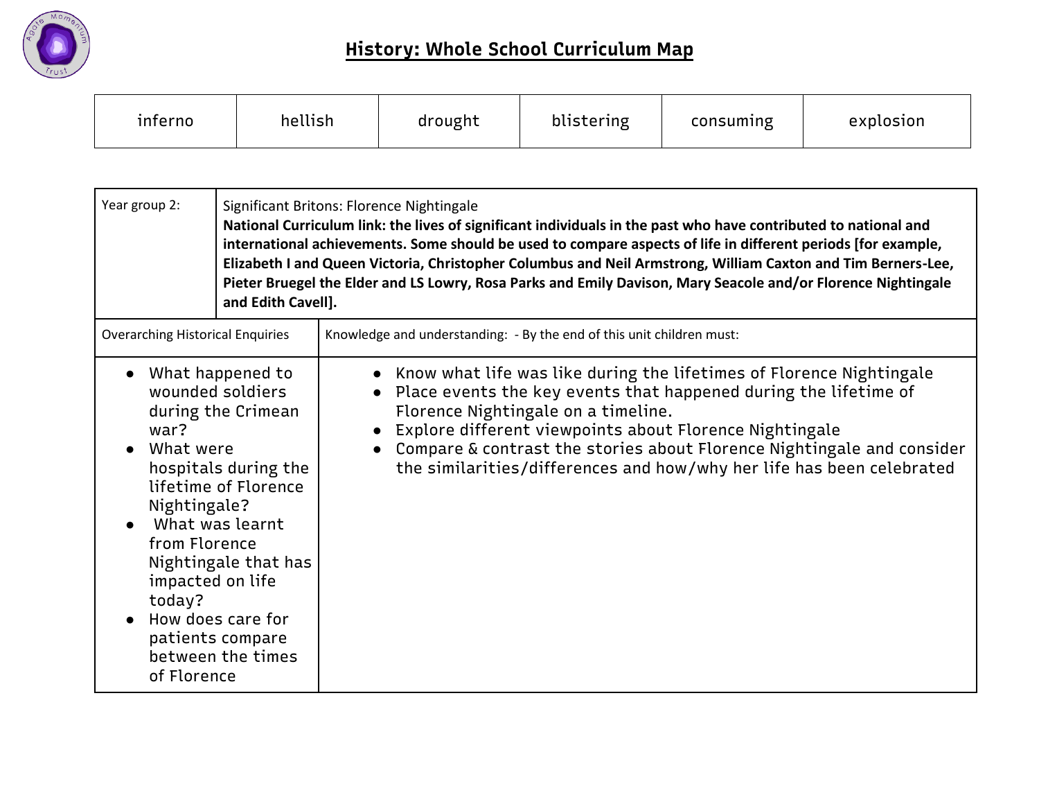# History: Whole School Curriculum Map

| inferno | hellish | drought | blistering | consuming | explosion |
|---|---|---|---|---|---|

| Year group 2: | Significant Britons: Florence Nightingale<br>**National Curriculum link: the lives of significant individuals in the past who have contributed to national and international achievements. Some should be used to compare aspects of life in different periods [for example, Elizabeth I and Queen Victoria, Christopher Columbus and Neil Armstrong, William Caxton and Tim Berners-Lee, Pieter Bruegel the Elder and LS Lowry, Rosa Parks and Emily Davison, Mary Seacole and/or Florence Nightingale and Edith Cavell].** |
|---|---|
| Overarching Historical Enquiries | Knowledge and understanding: - By the end of this unit children must: |
| • What happened to wounded soldiers during the Crimean war?<br>• What were hospitals during the lifetime of Florence Nightingale?<br>• What was learnt from Florence Nightingale that has impacted on life today?<br>• How does care for patients compare between the times of Florence | • Know what life was like during the lifetimes of Florence Nightingale<br>• Place events the key events that happened during the lifetime of Florence Nightingale on a timeline.<br>• Explore different viewpoints about Florence Nightingale<br>• Compare & contrast the stories about Florence Nightingale and consider the similarities/differences and how/why her life has been celebrated |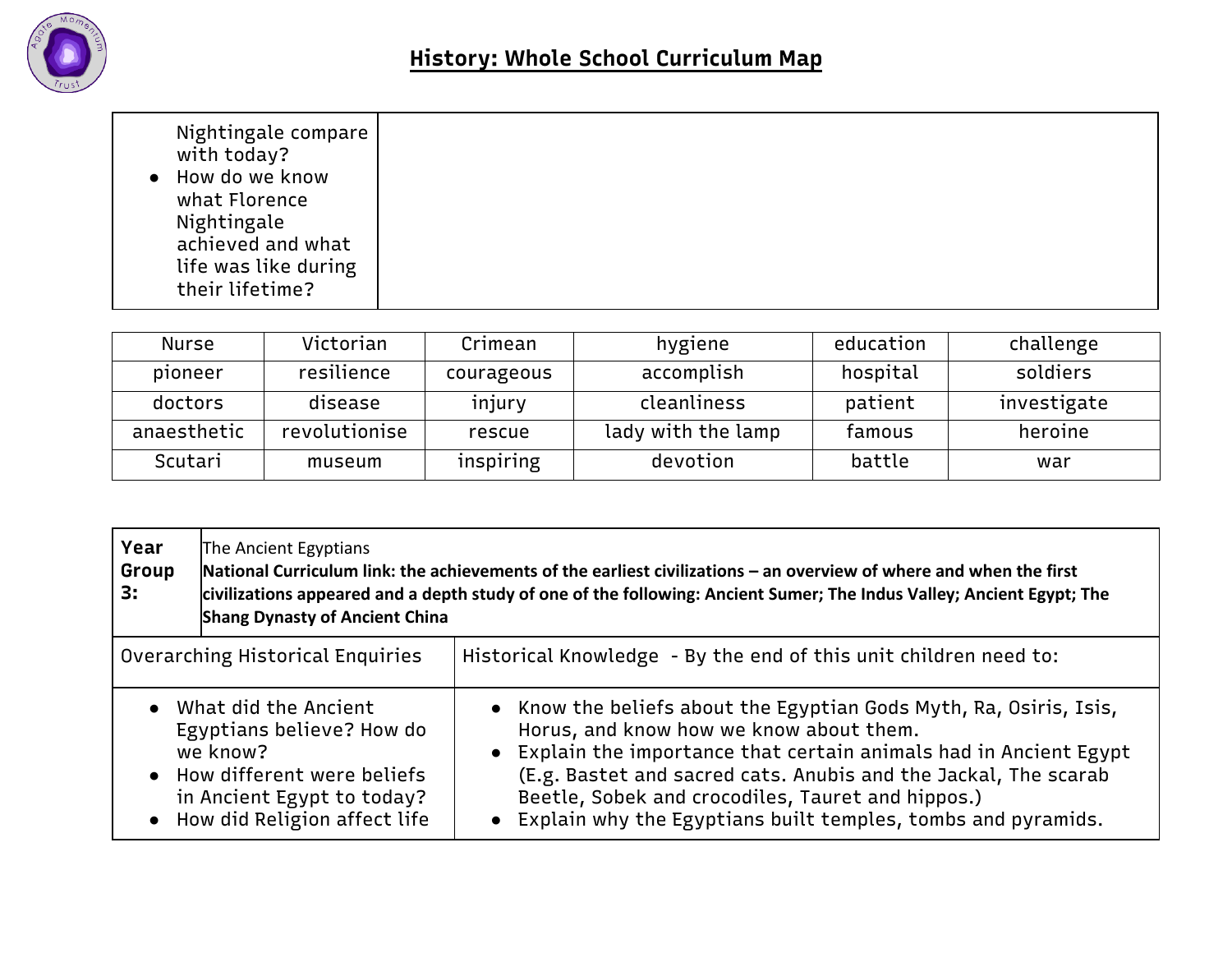# History: Whole School Curriculum Map

| | |
|---|---|
| Nightingale compare with today?<br>• How do we know what Florence Nightingale achieved and what life was like during their lifetime? | |

| Nurse | Victorian | Crimean | hygiene | education | challenge |
|---|---|---|---|---|---|
| pioneer | resilience | courageous | accomplish | hospital | soldiers |
| doctors | disease | injury | cleanliness | patient | investigate |
| anaesthetic | revolutionise | rescue | lady with the lamp | famous | heroine |
| Scutari | museum | inspiring | devotion | battle | war |

| **Year Group 3:** | The Ancient Egyptians<br>**National Curriculum link: the achievements of the earliest civilizations – an overview of where and when the first civilizations appeared and a depth study of one of the following: Ancient Sumer; The Indus Valley; Ancient Egypt; The Shang Dynasty of Ancient China** |
|---|---|
| Overarching Historical Enquiries | Historical Knowledge - By the end of this unit children need to: |
| • What did the Ancient Egyptians believe? How do we know?<br>• How different were beliefs in Ancient Egypt to today?<br>• How did Religion affect life | • Know the beliefs about the Egyptian Gods Myth, Ra, Osiris, Isis, Horus, and know how we know about them.<br>• Explain the importance that certain animals had in Ancient Egypt (E.g. Bastet and sacred cats. Anubis and the Jackal, The scarab Beetle, Sobek and crocodiles, Tauret and hippos.)<br>• Explain why the Egyptians built temples, tombs and pyramids. |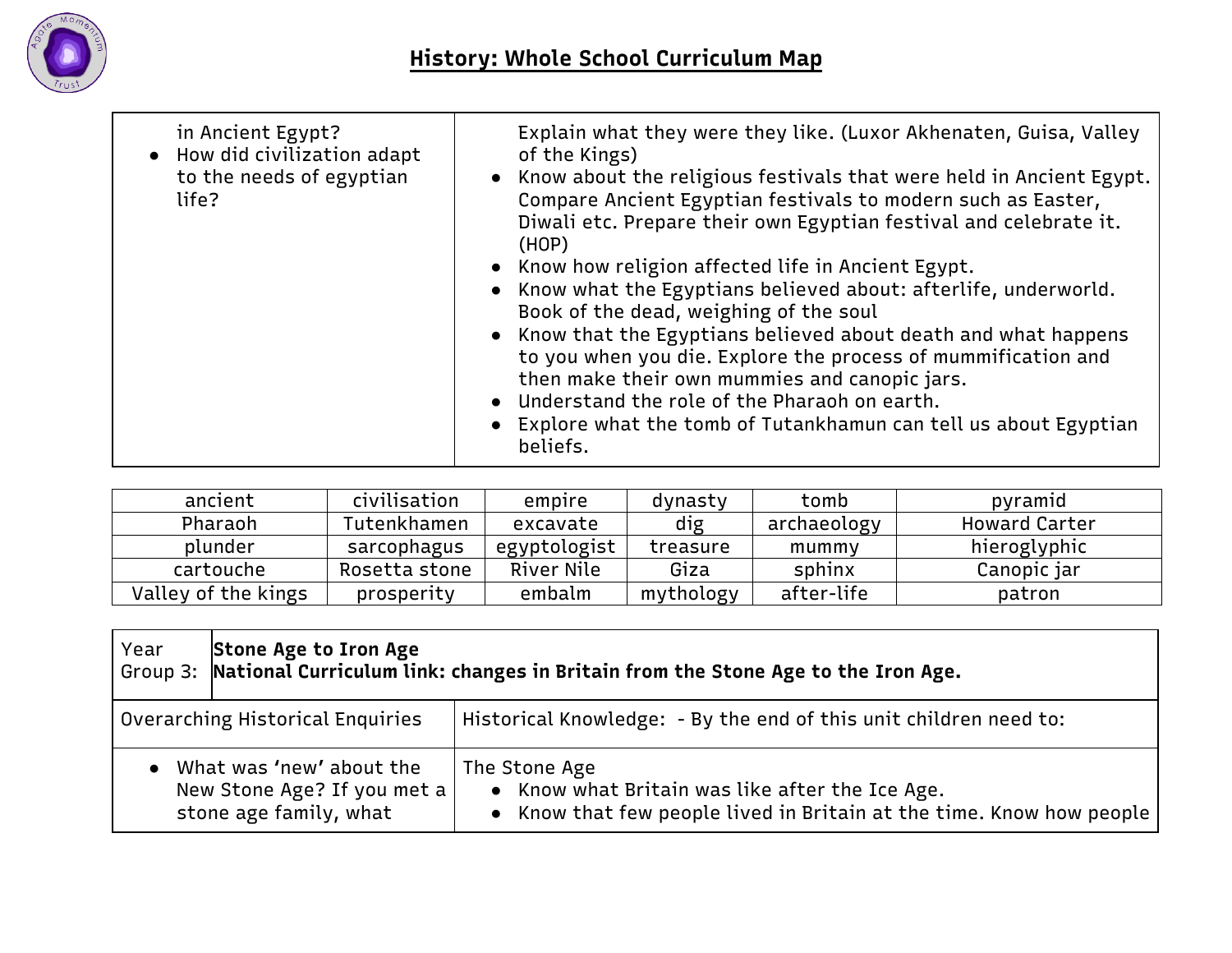# History: Whole School Curriculum Map

| | |
|---|---|
| in Ancient Egypt?<br>• How did civilization adapt to the needs of egyptian life? | Explain what they were they like. (Luxor Akhenaten, Guisa, Valley of the Kings)<br>• Know about the religious festivals that were held in Ancient Egypt. Compare Ancient Egyptian festivals to modern such as Easter, Diwali etc. Prepare their own Egyptian festival and celebrate it. (HOP)<br>• Know how religion affected life in Ancient Egypt.<br>• Know what the Egyptians believed about: afterlife, underworld. Book of the dead, weighing of the soul<br>• Know that the Egyptians believed about death and what happens to you when you die. Explore the process of mummification and then make their own mummies and canopic jars.<br>• Understand the role of the Pharaoh on earth.<br>• Explore what the tomb of Tutankhamun can tell us about Egyptian beliefs. |

| | | | | | |
|---|---|---|---|---|---|
| ancient | civilisation | empire | dynasty | tomb | pyramid |
| Pharaoh | Tutenkhamen | excavate | dig | archaeology | Howard Carter |
| plunder | sarcophagus | egyptologist | treasure | mummy | hieroglyphic |
| cartouche | Rosetta stone | River Nile | Giza | sphinx | Canopic jar |
| Valley of the kings | prosperity | embalm | mythology | after-life | patron |

| Year Group 3: | **Stone Age to Iron Age**<br>**National Curriculum link: changes in Britain from the Stone Age to the Iron Age.** |
|---|---|
| Overarching Historical Enquiries | Historical Knowledge: - By the end of this unit children need to: |
| • What was 'new' about the New Stone Age? If you met a stone age family, what | The Stone Age<br>• Know what Britain was like after the Ice Age.<br>• Know that few people lived in Britain at the time. Know how people |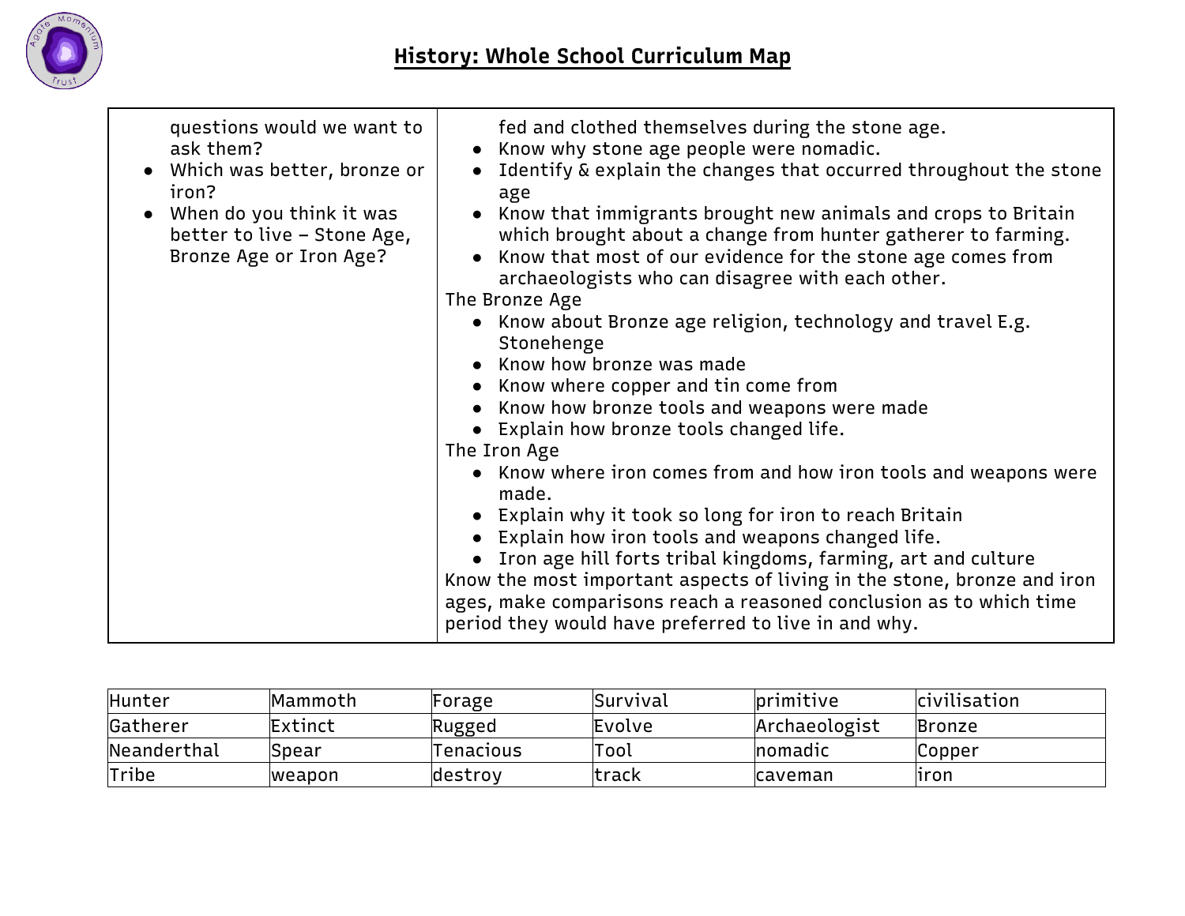## History: Whole School Curriculum Map

| | |
|---|---|
| questions would we want to ask them?<br>• Which was better, bronze or iron?<br>• When do you think it was better to live – Stone Age, Bronze Age or Iron Age? | fed and clothed themselves during the stone age.<br>• Know why stone age people were nomadic.<br>• Identify & explain the changes that occurred throughout the stone age<br>• Know that immigrants brought new animals and crops to Britain which brought about a change from hunter gatherer to farming.<br>• Know that most of our evidence for the stone age comes from archaeologists who can disagree with each other.<br>The Bronze Age<br>• Know about Bronze age religion, technology and travel E.g. Stonehenge<br>• Know how bronze was made<br>• Know where copper and tin come from<br>• Know how bronze tools and weapons were made<br>• Explain how bronze tools changed life.<br>The Iron Age<br>• Know where iron comes from and how iron tools and weapons were made.<br>• Explain why it took so long for iron to reach Britain<br>• Explain how iron tools and weapons changed life.<br>• Iron age hill forts tribal kingdoms, farming, art and culture<br>Know the most important aspects of living in the stone, bronze and iron ages, make comparisons reach a reasoned conclusion as to which time period they would have preferred to live in and why. |

| | | | | | |
|---|---|---|---|---|---|
| Hunter | Mammoth | Forage | Survival | primitive | civilisation |
| Gatherer | Extinct | Rugged | Evolve | Archaeologist | Bronze |
| Neanderthal | Spear | Tenacious | Tool | nomadic | Copper |
| Tribe | weapon | destroy | track | caveman | iron |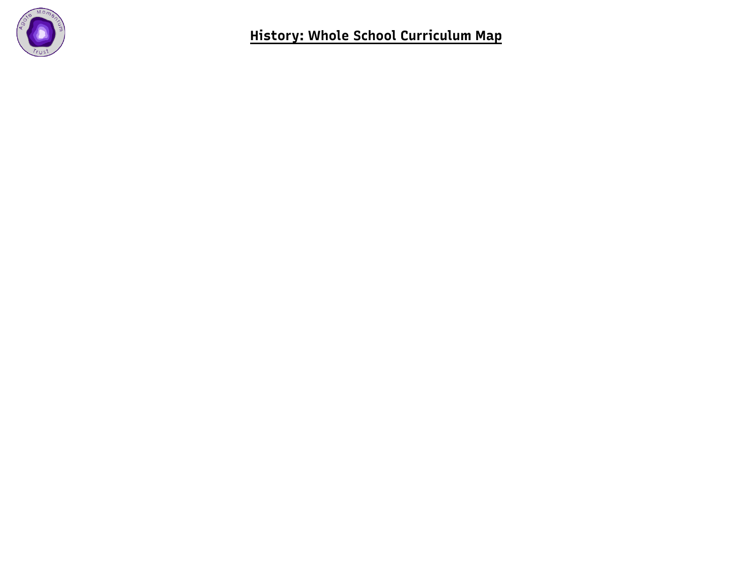# History: Whole School Curriculum Map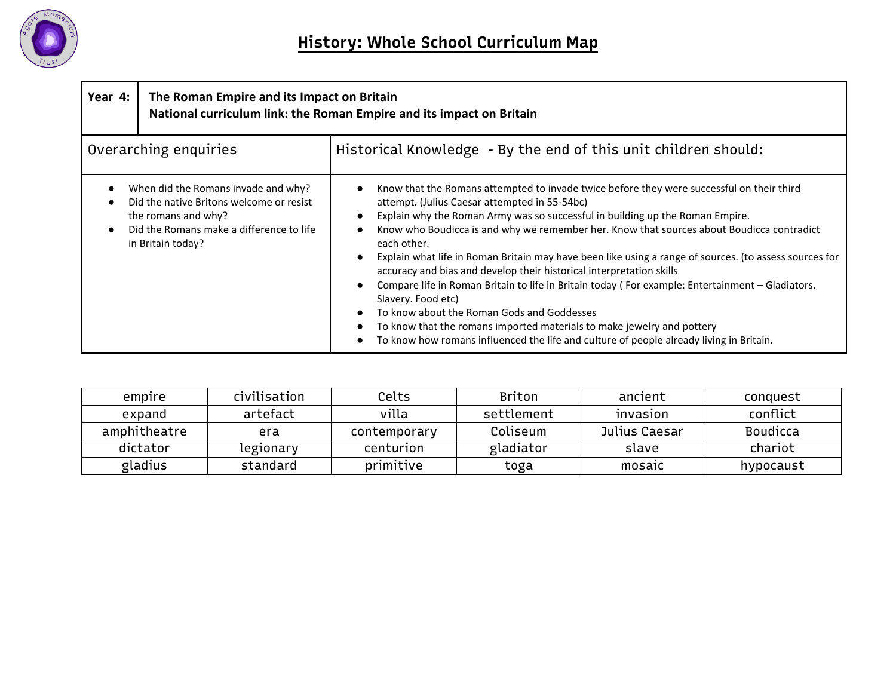# History: Whole School Curriculum Map

| Year 4: | The Roman Empire and its Impact on Britain<br>National curriculum link: the Roman Empire and its impact on Britain |
|---|---|

| Overarching enquiries | Historical Knowledge - By the end of this unit children should: |
|---|---|
| • When did the Romans invade and why?<br>• Did the native Britons welcome or resist the romans and why?<br>• Did the Romans make a difference to life in Britain today? | • Know that the Romans attempted to invade twice before they were successful on their third attempt. (Julius Caesar attempted in 55-54bc)<br>• Explain why the Roman Army was so successful in building up the Roman Empire.<br>• Know who Boudicca is and why we remember her. Know that sources about Boudicca contradict each other.<br>• Explain what life in Roman Britain may have been like using a range of sources. (to assess sources for accuracy and bias and develop their historical interpretation skills<br>• Compare life in Roman Britain to life in Britain today ( For example: Entertainment – Gladiators. Slavery. Food etc)<br>• To know about the Roman Gods and Goddesses<br>• To know that the romans imported materials to make jewelry and pottery<br>• To know how romans influenced the life and culture of people already living in Britain. |

| empire | civilisation | Celts | Briton | ancient | conquest |
|---|---|---|---|---|---|
| expand | artefact | villa | settlement | invasion | conflict |
| amphitheatre | era | contemporary | Coliseum | Julius Caesar | Boudicca |
| dictator | legionary | centurion | gladiator | slave | chariot |
| gladius | standard | primitive | toga | mosaic | hypocaust |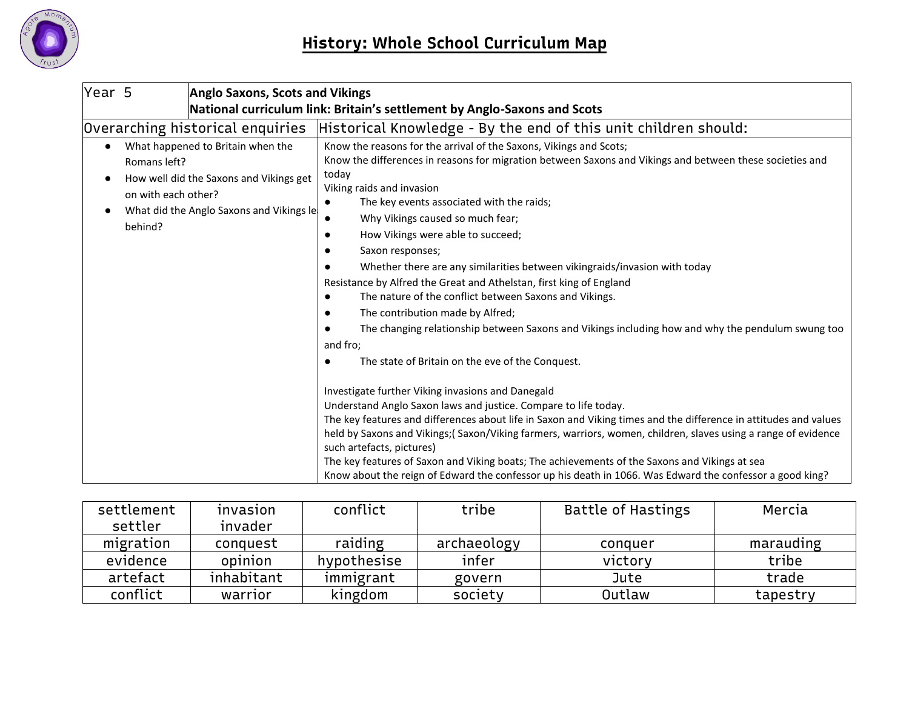# History: Whole School Curriculum Map

| Year 5 | Anglo Saxons, Scots and Vikings<br>National curriculum link: Britain's settlement by Anglo-Saxons and Scots |
|---|---|
| **Overarching historical enquiries** | **Historical Knowledge - By the end of this unit children should:** |
| ● What happened to Britain when the Romans left?<br>● How well did the Saxons and Vikings get on with each other?<br>● What did the Anglo Saxons and Vikings le behind? | Know the reasons for the arrival of the Saxons, Vikings and Scots;<br>Know the differences in reasons for migration between Saxons and Vikings and between these societies and today<br>Viking raids and invasion<br>● The key events associated with the raids;<br>● Why Vikings caused so much fear;<br>● How Vikings were able to succeed;<br>● Saxon responses;<br>● Whether there are any similarities between vikingraids/invasion with today<br>Resistance by Alfred the Great and Athelstan, first king of England<br>● The nature of the conflict between Saxons and Vikings.<br>● The contribution made by Alfred;<br>● The changing relationship between Saxons and Vikings including how and why the pendulum swung too and fro;<br>● The state of Britain on the eve of the Conquest.<br><br>Investigate further Viking invasions and Danegald<br>Understand Anglo Saxon laws and justice. Compare to life today.<br>The key features and differences about life in Saxon and Viking times and the difference in attitudes and values held by Saxons and Vikings;( Saxon/Viking farmers, warriors, women, children, slaves using a range of evidence such artefacts, pictures)<br>The key features of Saxon and Viking boats; The achievements of the Saxons and Vikings at sea<br>Know about the reign of Edward the confessor up his death in 1066. Was Edward the confessor a good king? |

| settlement<br>settler | invasion<br>invader | conflict | tribe | Battle of Hastings | Mercia |
|---|---|---|---|---|---|
| migration | conquest | raiding | archaeology | conquer | marauding |
| evidence | opinion | hypothesise | infer | victory | tribe |
| artefact | inhabitant | immigrant | govern | Jute | trade |
| conflict | warrior | kingdom | society | Outlaw | tapestry |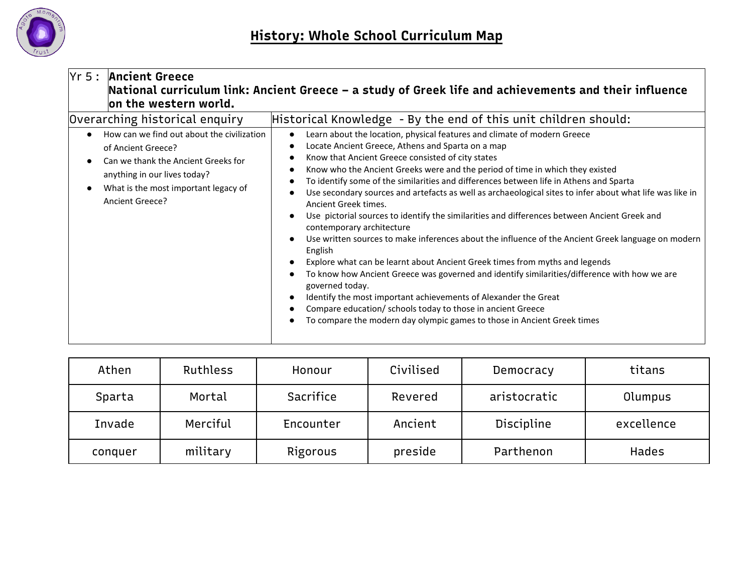# History: Whole School Curriculum Map

| Yr 5 : | **Ancient Greece**<br>**National curriculum link: Ancient Greece – a study of Greek life and achievements and their influence on the western world.** |
|---|---|

| Overarching historical enquiry | Historical Knowledge - By the end of this unit children should: |
|---|---|
| • How can we find out about the civilization of Ancient Greece?<br>• Can we thank the Ancient Greeks for anything in our lives today?<br>• What is the most important legacy of Ancient Greece? | • Learn about the location, physical features and climate of modern Greece<br>• Locate Ancient Greece, Athens and Sparta on a map<br>• Know that Ancient Greece consisted of city states<br>• Know who the Ancient Greeks were and the period of time in which they existed<br>• To identify some of the similarities and differences between life in Athens and Sparta<br>• Use secondary sources and artefacts as well as archaeological sites to infer about what life was like in Ancient Greek times.<br>• Use pictorial sources to identify the similarities and differences between Ancient Greek and contemporary architecture<br>• Use written sources to make inferences about the influence of the Ancient Greek language on modern English<br>• Explore what can be learnt about Ancient Greek times from myths and legends<br>• To know how Ancient Greece was governed and identify similarities/difference with how we are governed today.<br>• Identify the most important achievements of Alexander the Great<br>• Compare education/ schools today to those in ancient Greece<br>• To compare the modern day olympic games to those in Ancient Greek times |

| | | | | | |
|---|---|---|---|---|---|
| Athen | Ruthless | Honour | Civilised | Democracy | titans |
| Sparta | Mortal | Sacrifice | Revered | aristocratic | Olumpus |
| Invade | Merciful | Encounter | Ancient | Discipline | excellence |
| conquer | military | Rigorous | preside | Parthenon | Hades |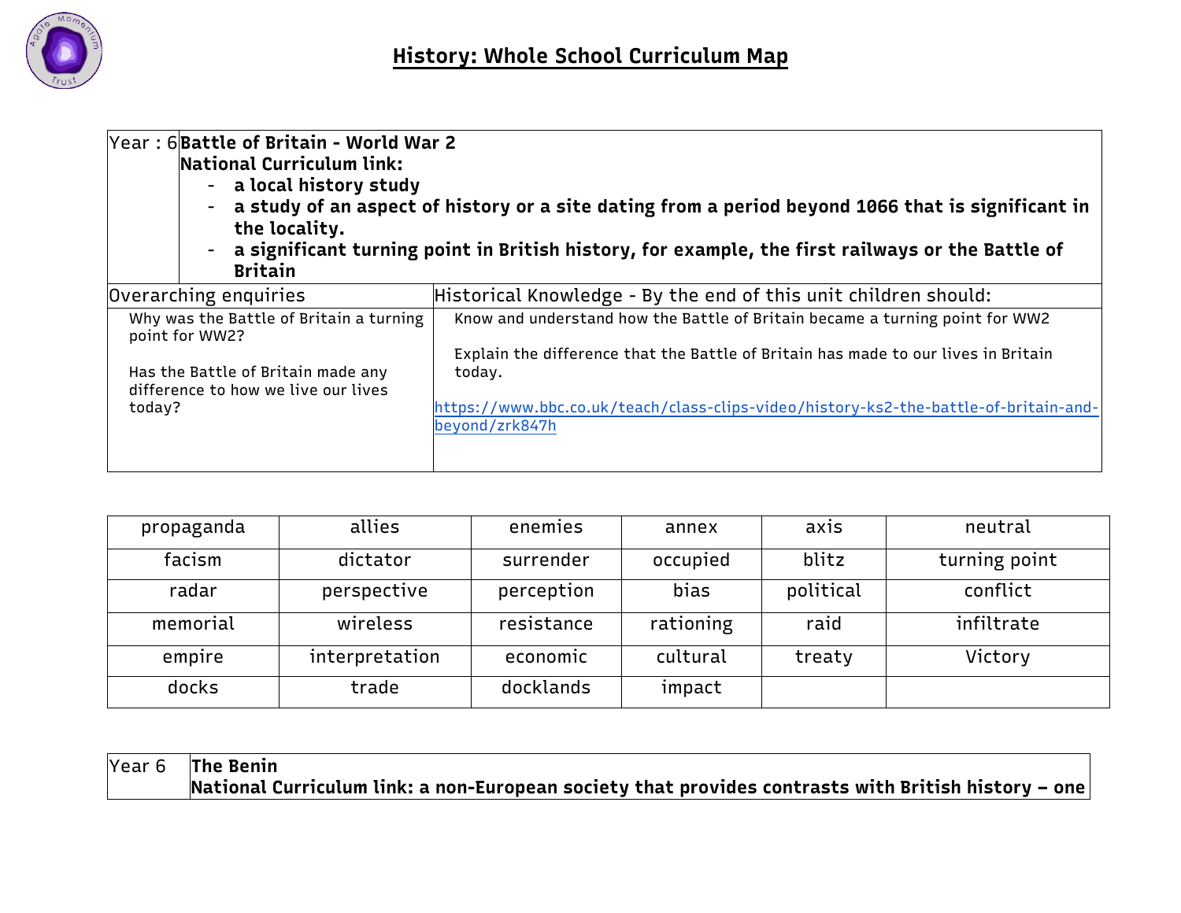# History: Whole School Curriculum Map

| Year : 6 | **Battle of Britain - World War 2**<br>**National Curriculum link:**<br>- **a local history study**<br>- **a study of an aspect of history or a site dating from a period beyond 1066 that is significant in the locality.**<br>- **a significant turning point in British history, for example, the first railways or the Battle of Britain** |
|---|---|
| Overarching enquiries | Historical Knowledge - By the end of this unit children should: |
| Why was the Battle of Britain a turning point for WW2?<br><br>Has the Battle of Britain made any difference to how we live our lives today? | Know and understand how the Battle of Britain became a turning point for WW2<br><br>Explain the difference that the Battle of Britain has made to our lives in Britain today.<br><br>https://www.bbc.co.uk/teach/class-clips-video/history-ks2-the-battle-of-britain-and-beyond/zrk847h |

| propaganda | allies | enemies | annex | axis | neutral |
|---|---|---|---|---|---|
| facism | dictator | surrender | occupied | blitz | turning point |
| radar | perspective | perception | bias | political | conflict |
| memorial | wireless | resistance | rationing | raid | infiltrate |
| empire | interpretation | economic | cultural | treaty | Victory |
| docks | trade | docklands | impact | | |

| Year 6 | **The Benin**<br>**National Curriculum link: a non-European society that provides contrasts with British history – one** |
|---|---|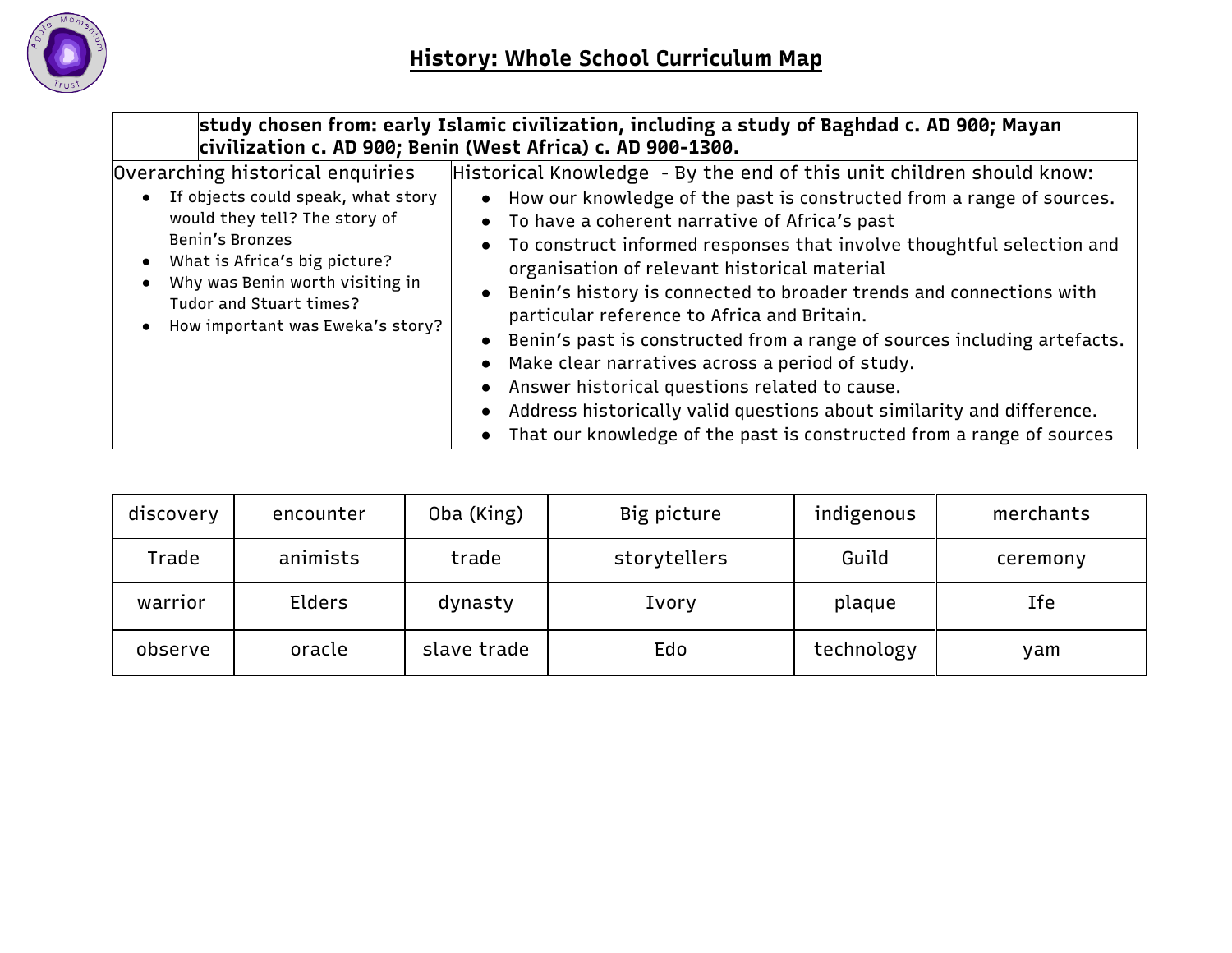# History: Whole School Curriculum Map

| | |
|---|---|
| | **study chosen from: early Islamic civilization, including a study of Baghdad c. AD 900; Mayan civilization c. AD 900; Benin (West Africa) c. AD 900-1300.** |

| Overarching historical enquiries | Historical Knowledge - By the end of this unit children should know: |
|---|---|
| • If objects could speak, what story would they tell? The story of Benin's Bronzes<br>• What is Africa's big picture?<br>• Why was Benin worth visiting in Tudor and Stuart times?<br>• How important was Eweka's story? | • How our knowledge of the past is constructed from a range of sources.<br>• To have a coherent narrative of Africa's past<br>• To construct informed responses that involve thoughtful selection and organisation of relevant historical material<br>• Benin's history is connected to broader trends and connections with particular reference to Africa and Britain.<br>• Benin's past is constructed from a range of sources including artefacts.<br>• Make clear narratives across a period of study.<br>• Answer historical questions related to cause.<br>• Address historically valid questions about similarity and difference.<br>• That our knowledge of the past is constructed from a range of sources |

| | | | | | |
|---|---|---|---|---|---|
| discovery | encounter | Oba (King) | Big picture | indigenous | merchants |
| Trade | animists | trade | storytellers | Guild | ceremony |
| warrior | Elders | dynasty | Ivory | plaque | Ife |
| observe | oracle | slave trade | Edo | technology | yam |